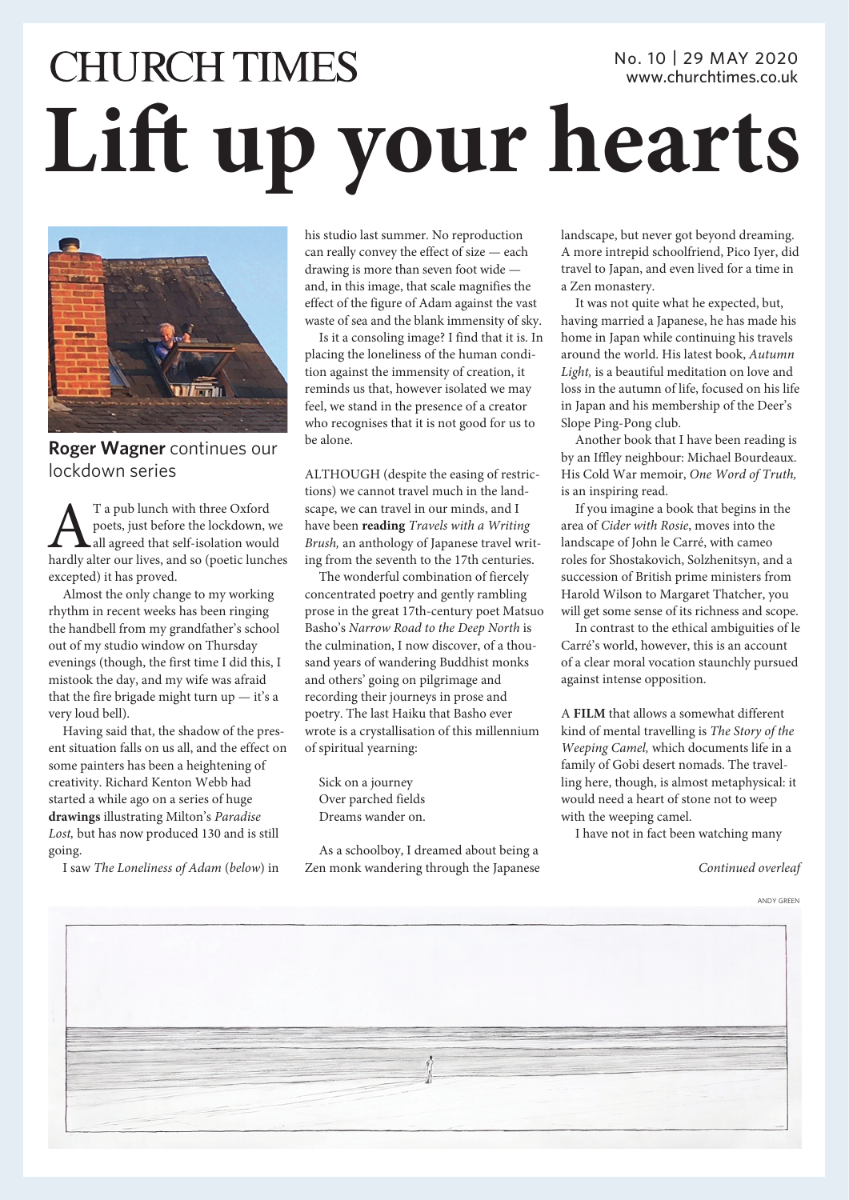CHURCH TIMES

No. 10 | 29 MAY 2020
www.churchtimes.co.uk

# Lift up your hearts

**Roger Wagner** continues our lockdown series

AT a pub lunch with three Oxford poets, just before the lockdown, we all agreed that self-isolation would hardly alter our lives, and so (poetic lunches excepted) it has proved.

Almost the only change to my working rhythm in recent weeks has been ringing the handbell from my grandfather's school out of my studio window on Thursday evenings (though, the first time I did this, I mistook the day, and my wife was afraid that the fire brigade might turn up — it's a very loud bell).

Having said that, the shadow of the present situation falls on us all, and the effect on some painters has been a heightening of creativity. Richard Kenton Webb had started a while ago on a series of huge **drawings** illustrating Milton's *Paradise Lost,* but has now produced 130 and is still going.

I saw *The Loneliness of Adam* (*below*) in his studio last summer. No reproduction can really convey the effect of size — each drawing is more than seven foot wide — and, in this image, that scale magnifies the effect of the figure of Adam against the vast waste of sea and the blank immensity of sky.

Is it a consoling image? I find that it is. In placing the loneliness of the human condition against the immensity of creation, it reminds us that, however isolated we may feel, we stand in the presence of a creator who recognises that it is not good for us to be alone.

ALTHOUGH (despite the easing of restrictions) we cannot travel much in the landscape, we can travel in our minds, and I have been **reading** *Travels with a Writing Brush,* an anthology of Japanese travel writing from the seventh to the 17th centuries.

The wonderful combination of fiercely concentrated poetry and gently rambling prose in the great 17th-century poet Matsuo Basho's *Narrow Road to the Deep North* is the culmination, I now discover, of a thousand years of wandering Buddhist monks and others' going on pilgrimage and recording their journeys in prose and poetry. The last Haiku that Basho ever wrote is a crystallisation of this millennium of spiritual yearning:

Sick on a journey
Over parched fields
Dreams wander on.

As a schoolboy, I dreamed about being a Zen monk wandering through the Japanese landscape, but never got beyond dreaming. A more intrepid schoolfriend, Pico Iyer, did travel to Japan, and even lived for a time in a Zen monastery.

It was not quite what he expected, but, having married a Japanese, he has made his home in Japan while continuing his travels around the world. His latest book, *Autumn Light,* is a beautiful meditation on love and loss in the autumn of life, focused on his life in Japan and his membership of the Deer's Slope Ping-Pong club.

Another book that I have been reading is by an Iffley neighbour: Michael Bourdeaux. His Cold War memoir, *One Word of Truth,* is an inspiring read.

If you imagine a book that begins in the area of *Cider with Rosie*, moves into the landscape of John le Carré, with cameo roles for Shostakovich, Solzhenitsyn, and a succession of British prime ministers from Harold Wilson to Margaret Thatcher, you will get some sense of its richness and scope.

In contrast to the ethical ambiguities of le Carré's world, however, this is an account of a clear moral vocation staunchly pursued against intense opposition.

A **FILM** that allows a somewhat different kind of mental travelling is *The Story of the Weeping Camel,* which documents life in a family of Gobi desert nomads. The travelling here, though, is almost metaphysical: it would need a heart of stone not to weep with the weeping camel.

I have not in fact been watching many

*Continued overleaf*

ANDY GREEN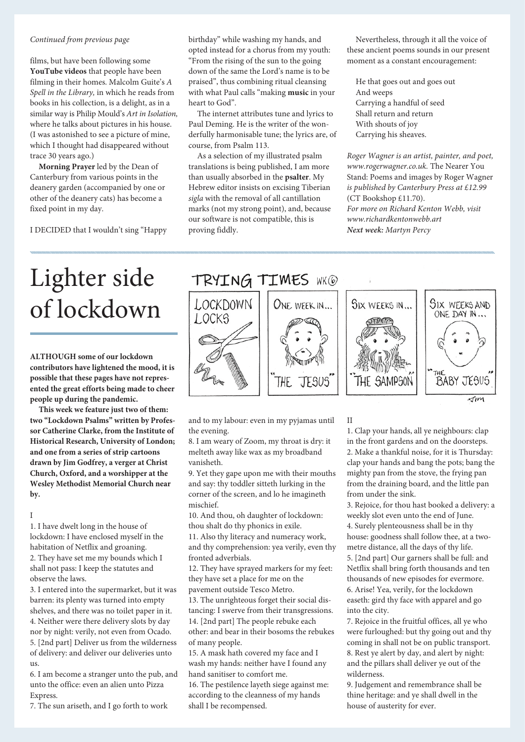*Continued from previous page*

films, but have been following some **YouTube videos** that people have been filming in their homes. Malcolm Guite's *A Spell in the Library,* in which he reads from books in his collection, is a delight, as in a similar way is Philip Mould's *Art in Isolation,* where he talks about pictures in his house. (I was astonished to see a picture of mine, which I thought had disappeared without trace 30 years ago.)

**Morning Prayer** led by the Dean of Canterbury from various points in the deanery garden (accompanied by one or other of the deanery cats) has become a fixed point in my day.

I DECIDED that I wouldn't sing "Happy birthday" while washing my hands, and opted instead for a chorus from my youth: "From the rising of the sun to the going down of the same the Lord's name is to be praised", thus combining ritual cleansing with what Paul calls "making **music** in your heart to God".

The internet attributes tune and lyrics to Paul Deming. He is the writer of the wonderfully harmonisable tune; the lyrics are, of course, from Psalm 113.

As a selection of my illustrated psalm translations is being published, I am more than usually absorbed in the **psalter**. My Hebrew editor insists on excising Tiberian *sigla* with the removal of all cantillation marks (not my strong point), and, because our software is not compatible, this is proving fiddly.

Nevertheless, through it all the voice of these ancient poems sounds in our present moment as a constant encouragement:

He that goes out and goes out  
And weeps  
Carrying a handful of seed  
Shall return and return  
With shouts of joy  
Carrying his sheaves.

*Roger Wagner is an artist, painter, and poet, www.rogerwagner.co.uk.* The Nearer You Stand: Poems and images by Roger Wagner *is published by Canterbury Press at £12.99* (CT Bookshop £11.70).  
*For more on Richard Kenton Webb, visit www.richardkentonwebb.art*  
***Next week:** Martyn Percy*

# Lighter side of lockdown

**ALTHOUGH some of our lockdown contributors have lightened the mood, it is possible that these pages have not represented the great efforts being made to cheer people up during the pandemic.**

**This week we feature just two of them: two "Lockdown Psalms" written by Professor Catherine Clarke, from the Institute of Historical Research, University of London; and one from a series of strip cartoons drawn by Jim Godfrey, a verger at Christ Church, Oxford, and a worshipper at the Wesley Methodist Memorial Church near by.**

TRYING TIMES WK⑥

LOCKDOWN LOCKS

ONE WEEK IN... "THE JESUS"

SIX WEEKS IN... "THE SAMPSON"

SIX WEEKS AND ONE DAY IN... "THE BABY JESUS"

Jim

I

1. I have dwelt long in the house of lockdown: I have enclosed myself in the habitation of Netflix and groaning.
2. They have set me my bounds which I shall not pass: I keep the statutes and observe the laws.
3. I entered into the supermarket, but it was barren: its plenty was turned into empty shelves, and there was no toilet paper in it.
4. Neither were there delivery slots by day nor by night: verily, not even from Ocado.
5. [2nd part] Deliver us from the wilderness of delivery: and deliver our deliveries unto us.
6. I am become a stranger unto the pub, and unto the office: even an alien unto Pizza Express.
7. The sun ariseth, and I go forth to work and to my labour: even in my pyjamas until the evening.
8. I am weary of Zoom, my throat is dry: it melteth away like wax as my broadband vanisheth.
9. Yet they gape upon me with their mouths and say: thy toddler sitteth lurking in the corner of the screen, and lo he imagineth mischief.
10. And thou, oh daughter of lockdown: thou shalt do thy phonics in exile.
11. Also thy literacy and numeracy work, and thy comprehension: yea verily, even thy fronted adverbials.
12. They have sprayed markers for my feet: they have set a place for me on the pavement outside Tesco Metro.
13. The unrighteous forget their social distancing: I swerve from their transgressions.
14. [2nd part] The people rebuke each other: and bear in their bosoms the rebukes of many people.
15. A mask hath covered my face and I wash my hands: neither have I found any hand sanitiser to comfort me.
16. The pestilence layeth siege against me: according to the cleanness of my hands shall I be recompensed.

II

1. Clap your hands, all ye neighbours: clap in the front gardens and on the doorsteps.
2. Make a thankful noise, for it is Thursday: clap your hands and bang the pots; bang the mighty pan from the stove, the frying pan from the draining board, and the little pan from under the sink.
3. Rejoice, for thou hast booked a delivery: a weekly slot even unto the end of June.
4. Surely plenteousness shall be in thy house: goodness shall follow thee, at a two-metre distance, all the days of thy life.
5. [2nd part] Our garners shall be full: and Netflix shall bring forth thousands and ten thousands of new episodes for evermore.
6. Arise! Yea, verily, for the lockdown easeth: gird thy face with apparel and go into the city.
7. Rejoice in the fruitful offices, all ye who were furloughed: but thy going out and thy coming in shall not be on public transport.
8. Rest ye alert by day, and alert by night: and the pillars shall deliver ye out of the wilderness.
9. Judgement and remembrance shall be thine heritage: and ye shall dwell in the house of austerity for ever.